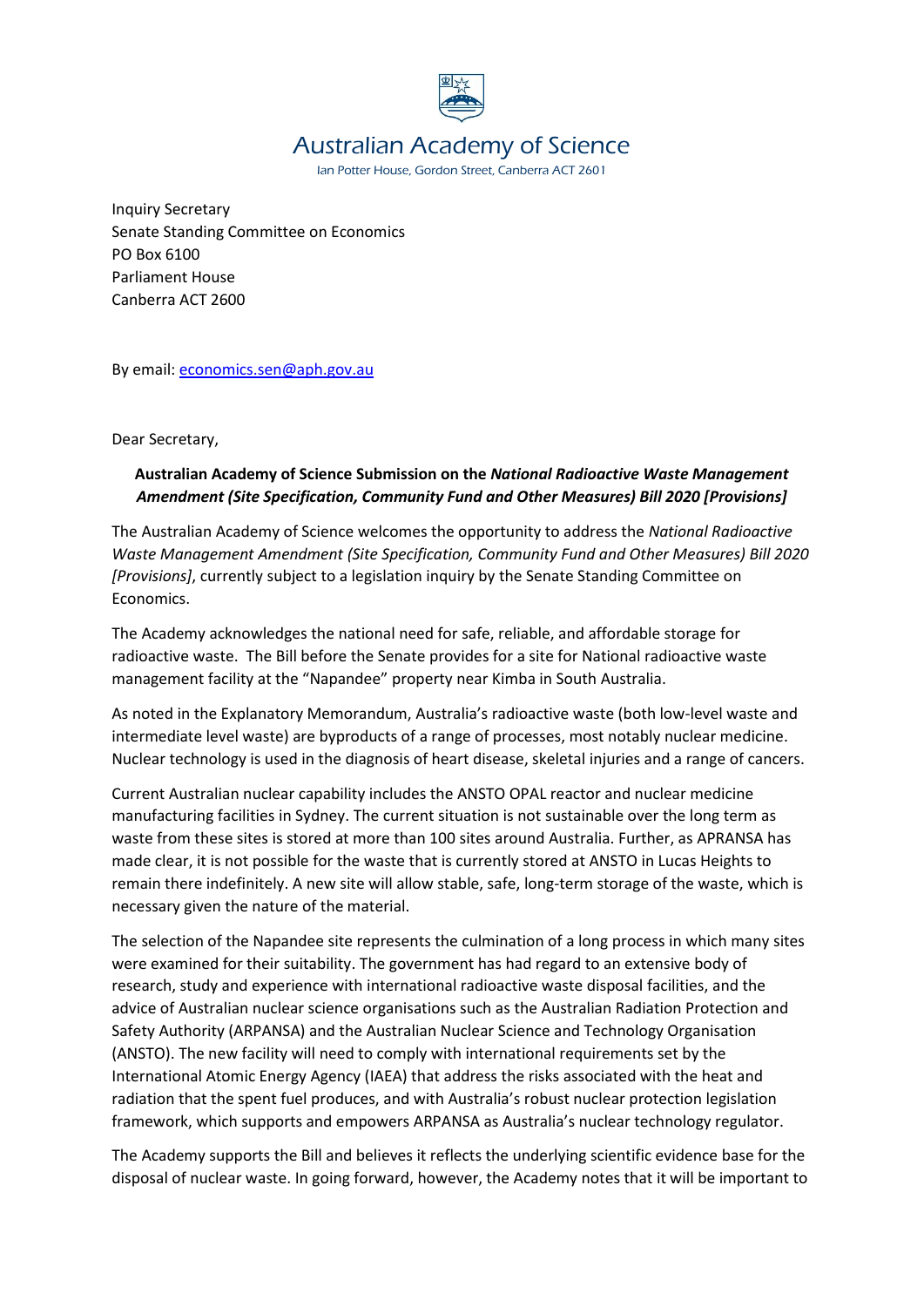# Australian Academy of Science

Ian Potter House, Gordon Street, Canberra ACT 2601

Inquiry Secretary
Senate Standing Committee on Economics
PO Box 6100
Parliament House
Canberra ACT 2600

By email: economics.sen@aph.gov.au

Dear Secretary,

**Australian Academy of Science Submission on the *National Radioactive Waste Management Amendment (Site Specification, Community Fund and Other Measures) Bill 2020 [Provisions]***

The Australian Academy of Science welcomes the opportunity to address the *National Radioactive Waste Management Amendment (Site Specification, Community Fund and Other Measures) Bill 2020 [Provisions]*, currently subject to a legislation inquiry by the Senate Standing Committee on Economics.

The Academy acknowledges the national need for safe, reliable, and affordable storage for radioactive waste. The Bill before the Senate provides for a site for National radioactive waste management facility at the "Napandee" property near Kimba in South Australia.

As noted in the Explanatory Memorandum, Australia's radioactive waste (both low-level waste and intermediate level waste) are byproducts of a range of processes, most notably nuclear medicine. Nuclear technology is used in the diagnosis of heart disease, skeletal injuries and a range of cancers.

Current Australian nuclear capability includes the ANSTO OPAL reactor and nuclear medicine manufacturing facilities in Sydney. The current situation is not sustainable over the long term as waste from these sites is stored at more than 100 sites around Australia. Further, as APRANSA has made clear, it is not possible for the waste that is currently stored at ANSTO in Lucas Heights to remain there indefinitely. A new site will allow stable, safe, long-term storage of the waste, which is necessary given the nature of the material.

The selection of the Napandee site represents the culmination of a long process in which many sites were examined for their suitability. The government has had regard to an extensive body of research, study and experience with international radioactive waste disposal facilities, and the advice of Australian nuclear science organisations such as the Australian Radiation Protection and Safety Authority (ARPANSA) and the Australian Nuclear Science and Technology Organisation (ANSTO). The new facility will need to comply with international requirements set by the International Atomic Energy Agency (IAEA) that address the risks associated with the heat and radiation that the spent fuel produces, and with Australia's robust nuclear protection legislation framework, which supports and empowers ARPANSA as Australia's nuclear technology regulator.

The Academy supports the Bill and believes it reflects the underlying scientific evidence base for the disposal of nuclear waste. In going forward, however, the Academy notes that it will be important to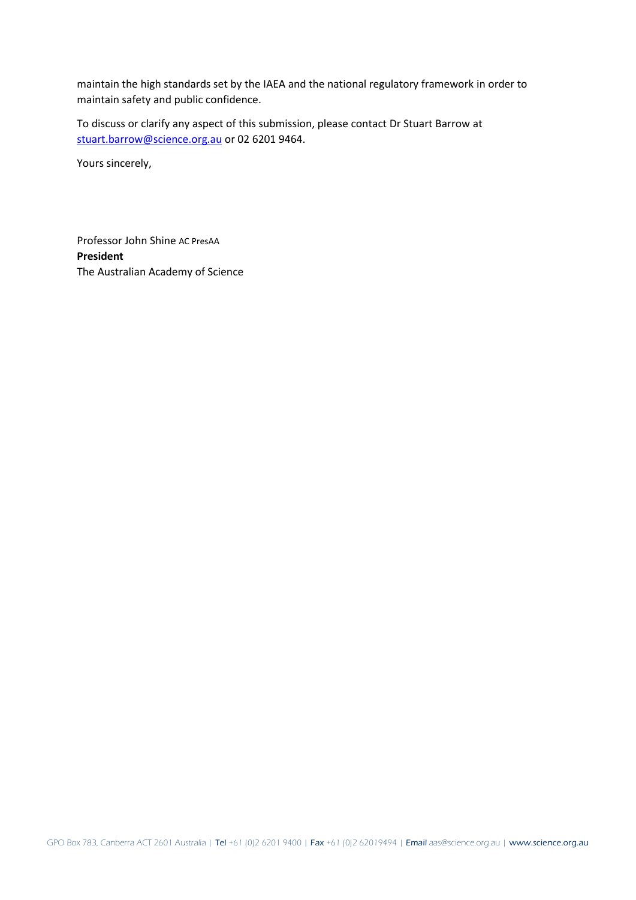maintain the high standards set by the IAEA and the national regulatory framework in order to maintain safety and public confidence.

To discuss or clarify any aspect of this submission, please contact Dr Stuart Barrow at stuart.barrow@science.org.au or 02 6201 9464.

Yours sincerely,

Professor John Shine AC PresAA
**President**
The Australian Academy of Science